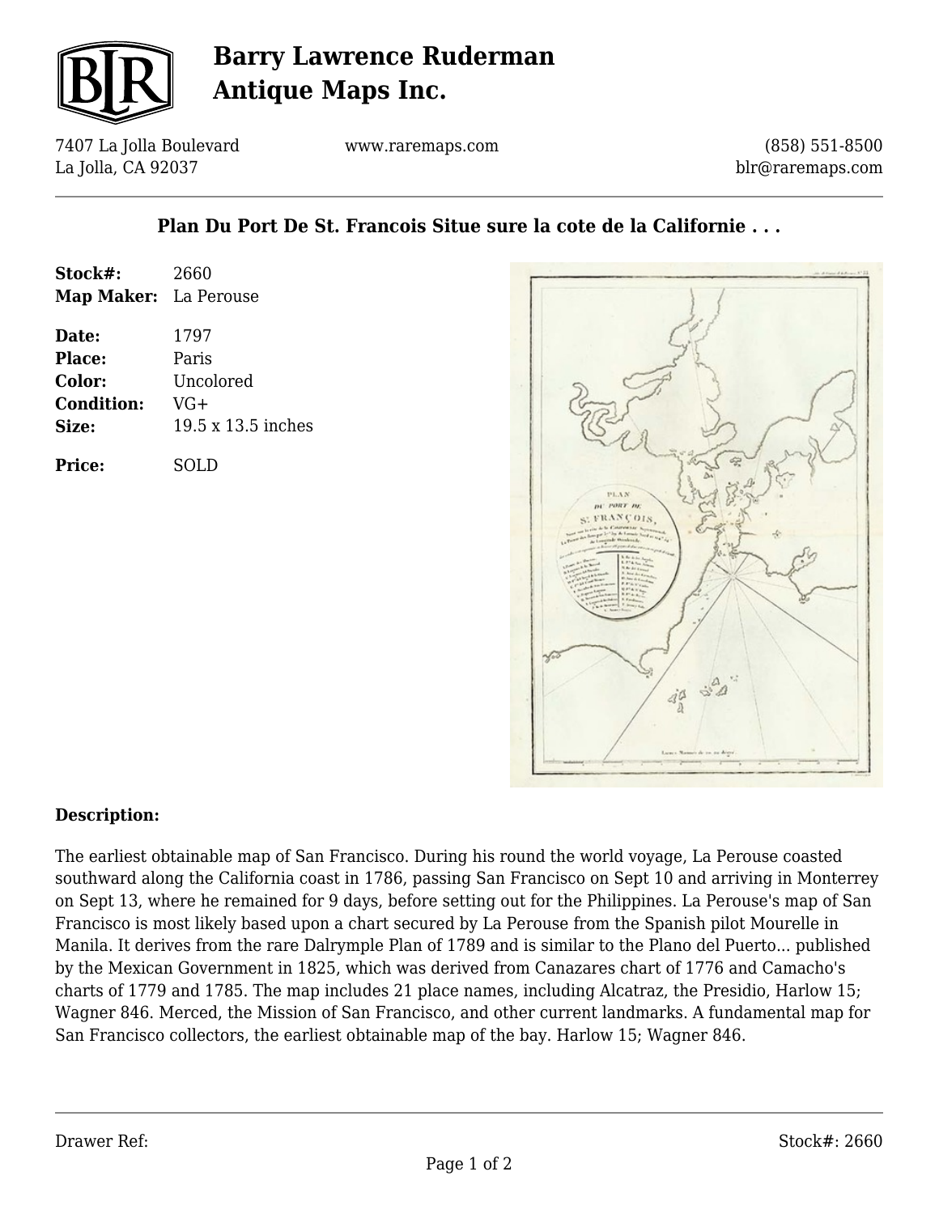# Barry Lawrence Ruderman Antique Maps Inc.

7407 La Jolla Boulevard
La Jolla, CA 92037

www.raremaps.com

(858) 551-8500
blr@raremaps.com

## Plan Du Port De St. Francois Situe sure la cote de la Californie . . .

**Stock#:** 2660
**Map Maker:** La Perouse

**Date:** 1797
**Place:** Paris
**Color:** Uncolored
**Condition:** VG+
**Size:** 19.5 x 13.5 inches

**Price:** SOLD

### Description:

The earliest obtainable map of San Francisco. During his round the world voyage, La Perouse coasted southward along the California coast in 1786, passing San Francisco on Sept 10 and arriving in Monterrey on Sept 13, where he remained for 9 days, before setting out for the Philippines. La Perouse's map of San Francisco is most likely based upon a chart secured by La Perouse from the Spanish pilot Mourelle in Manila. It derives from the rare Dalrymple Plan of 1789 and is similar to the Plano del Puerto... published by the Mexican Government in 1825, which was derived from Canazares chart of 1776 and Camacho's charts of 1779 and 1785. The map includes 21 place names, including Alcatraz, the Presidio, Harlow 15; Wagner 846. Merced, the Mission of San Francisco, and other current landmarks. A fundamental map for San Francisco collectors, the earliest obtainable map of the bay. Harlow 15; Wagner 846.

Drawer Ref:

Stock#: 2660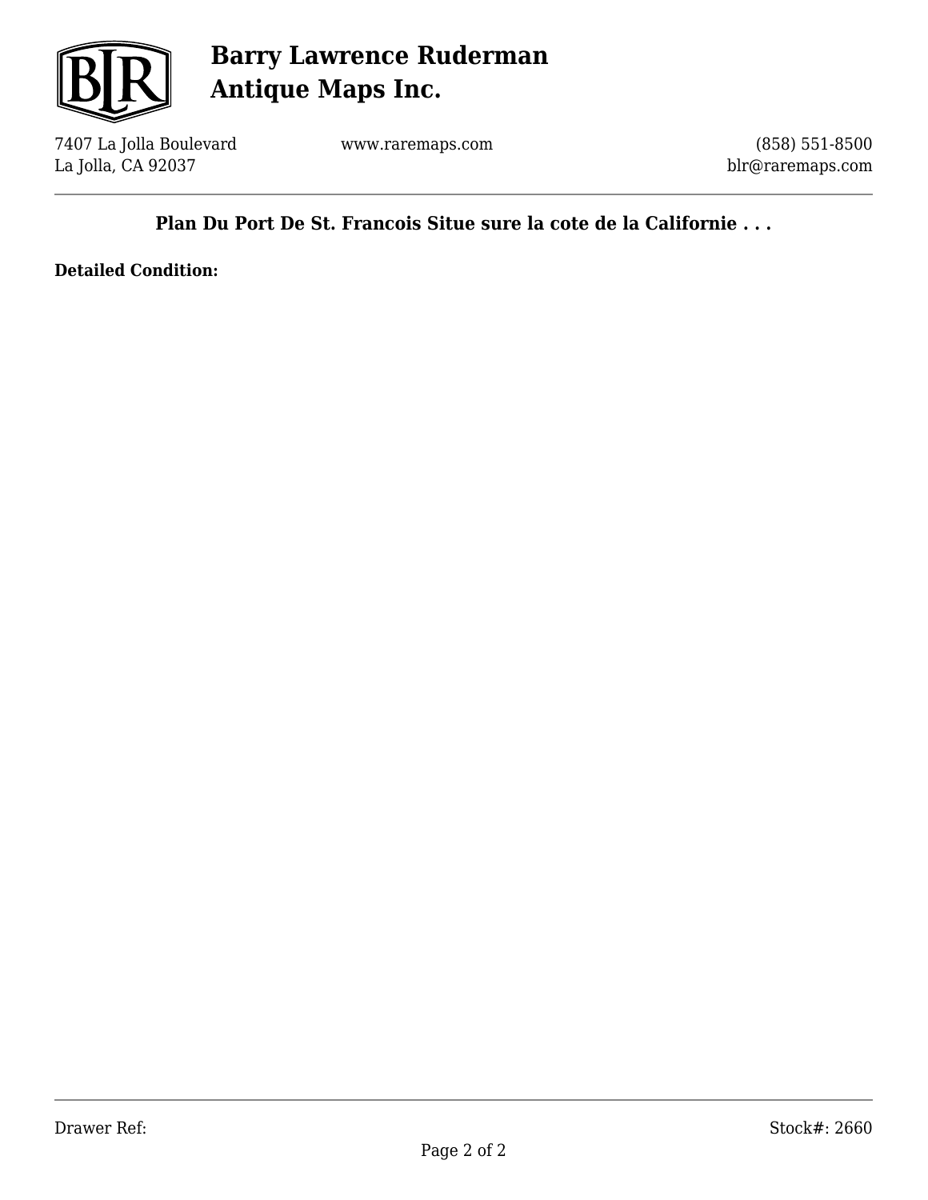**Plan Du Port De St. Francois Situe sure la cote de la Californie . . .**

**Detailed Condition:**

Drawer Ref:

Stock#: 2660